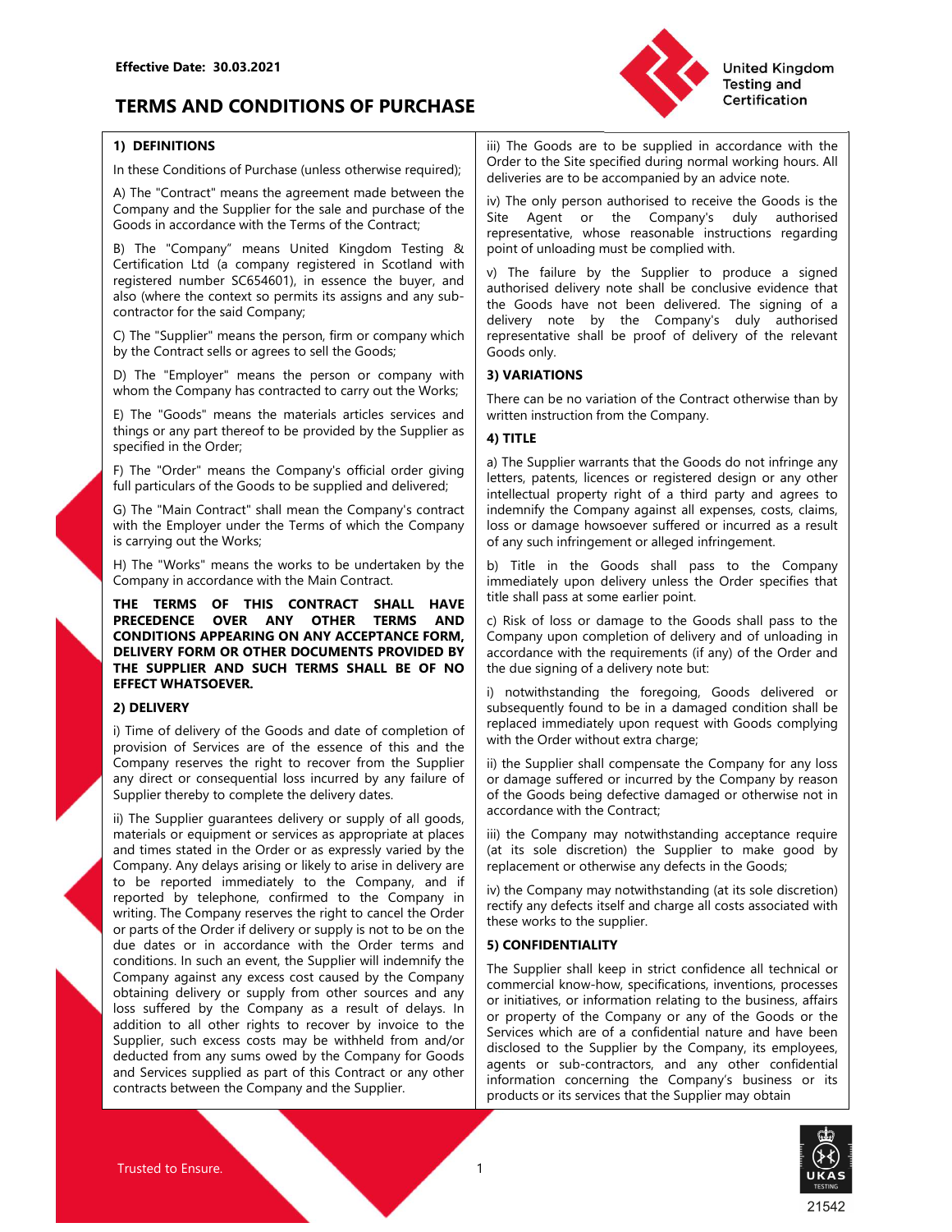Effective Date: 30.03.2021

# TERMS AND CONDITIONS OF PURCHASE

United Kingdom Testing and Certification

## 1) DEFINITIONS

In these Conditions of Purchase (unless otherwise required);

A) The "Contract" means the agreement made between the Company and the Supplier for the sale and purchase of the Goods in accordance with the Terms of the Contract;

B) The "Company" means United Kingdom Testing & Certification Ltd (a company registered in Scotland with registered number SC654601), in essence the buyer, and also (where the context so permits its assigns and any sub-contractor for the said Company;

C) The "Supplier" means the person, firm or company which by the Contract sells or agrees to sell the Goods;

D) The "Employer" means the person or company with whom the Company has contracted to carry out the Works;

E) The "Goods" means the materials articles services and things or any part thereof to be provided by the Supplier as specified in the Order;

F) The "Order" means the Company's official order giving full particulars of the Goods to be supplied and delivered;

G) The "Main Contract" shall mean the Company's contract with the Employer under the Terms of which the Company is carrying out the Works;

H) The "Works" means the works to be undertaken by the Company in accordance with the Main Contract.

**THE TERMS OF THIS CONTRACT SHALL HAVE PRECEDENCE OVER ANY OTHER TERMS AND CONDITIONS APPEARING ON ANY ACCEPTANCE FORM, DELIVERY FORM OR OTHER DOCUMENTS PROVIDED BY THE SUPPLIER AND SUCH TERMS SHALL BE OF NO EFFECT WHATSOEVER.**

## 2) DELIVERY

i) Time of delivery of the Goods and date of completion of provision of Services are of the essence of this and the Company reserves the right to recover from the Supplier any direct or consequential loss incurred by any failure of Supplier thereby to complete the delivery dates.

ii) The Supplier guarantees delivery or supply of all goods, materials or equipment or services as appropriate at places and times stated in the Order or as expressly varied by the Company. Any delays arising or likely to arise in delivery are to be reported immediately to the Company, and if reported by telephone, confirmed to the Company in writing. The Company reserves the right to cancel the Order or parts of the Order if delivery or supply is not to be on the due dates or in accordance with the Order terms and conditions. In such an event, the Supplier will indemnify the Company against any excess cost caused by the Company obtaining delivery or supply from other sources and any loss suffered by the Company as a result of delays. In addition to all other rights to recover by invoice to the Supplier, such excess costs may be withheld from and/or deducted from any sums owed by the Company for Goods and Services supplied as part of this Contract or any other contracts between the Company and the Supplier.

iii) The Goods are to be supplied in accordance with the Order to the Site specified during normal working hours. All deliveries are to be accompanied by an advice note.

iv) The only person authorised to receive the Goods is the Site Agent or the Company's duly authorised representative, whose reasonable instructions regarding point of unloading must be complied with.

v) The failure by the Supplier to produce a signed authorised delivery note shall be conclusive evidence that the Goods have not been delivered. The signing of a delivery note by the Company's duly authorised representative shall be proof of delivery of the relevant Goods only.

## 3) VARIATIONS

There can be no variation of the Contract otherwise than by written instruction from the Company.

## 4) TITLE

a) The Supplier warrants that the Goods do not infringe any letters, patents, licences or registered design or any other intellectual property right of a third party and agrees to indemnify the Company against all expenses, costs, claims, loss or damage howsoever suffered or incurred as a result of any such infringement or alleged infringement.

b) Title in the Goods shall pass to the Company immediately upon delivery unless the Order specifies that title shall pass at some earlier point.

c) Risk of loss or damage to the Goods shall pass to the Company upon completion of delivery and of unloading in accordance with the requirements (if any) of the Order and the due signing of a delivery note but:

i) notwithstanding the foregoing, Goods delivered or subsequently found to be in a damaged condition shall be replaced immediately upon request with Goods complying with the Order without extra charge;

ii) the Supplier shall compensate the Company for any loss or damage suffered or incurred by the Company by reason of the Goods being defective damaged or otherwise not in accordance with the Contract;

iii) the Company may notwithstanding acceptance require (at its sole discretion) the Supplier to make good by replacement or otherwise any defects in the Goods;

iv) the Company may notwithstanding (at its sole discretion) rectify any defects itself and charge all costs associated with these works to the supplier.

## 5) CONFIDENTIALITY

The Supplier shall keep in strict confidence all technical or commercial know-how, specifications, inventions, processes or initiatives, or information relating to the business, affairs or property of the Company or any of the Goods or the Services which are of a confidential nature and have been disclosed to the Supplier by the Company, its employees, agents or sub-contractors, and any other confidential information concerning the Company's business or its products or its services that the Supplier may obtain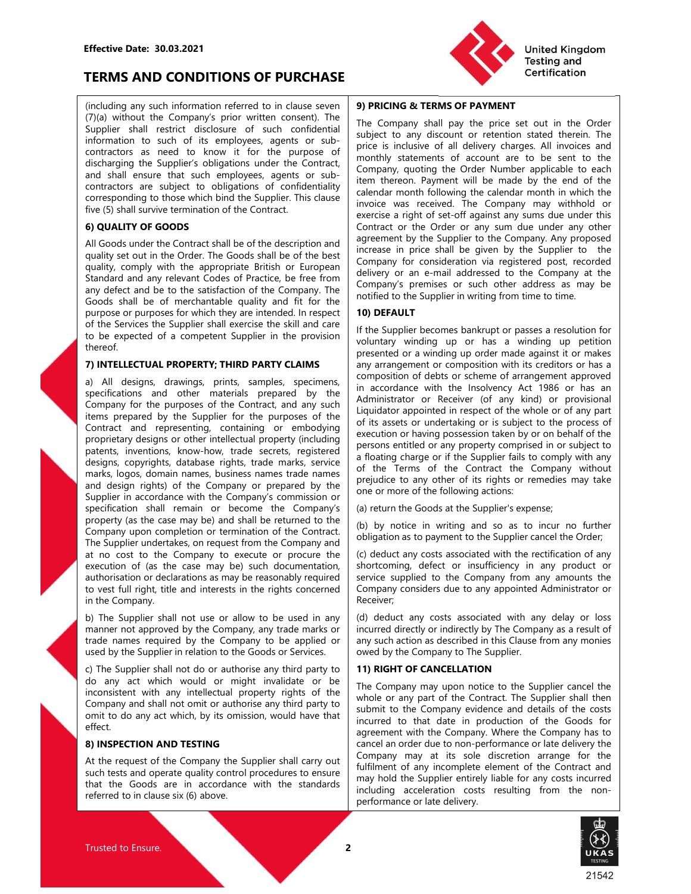(including any such information referred to in clause seven (7)(a) without the Company's prior written consent). The Supplier shall restrict disclosure of such confidential information to such of its employees, agents or sub-contractors as need to know it for the purpose of discharging the Supplier's obligations under the Contract, and shall ensure that such employees, agents or sub-contractors are subject to obligations of confidentiality corresponding to those which bind the Supplier. This clause five (5) shall survive termination of the Contract.

### 6) QUALITY OF GOODS

All Goods under the Contract shall be of the description and quality set out in the Order. The Goods shall be of the best quality, comply with the appropriate British or European Standard and any relevant Codes of Practice, be free from any defect and be to the satisfaction of the Company. The Goods shall be of merchantable quality and fit for the purpose or purposes for which they are intended. In respect of the Services the Supplier shall exercise the skill and care to be expected of a competent Supplier in the provision thereof.

### 7) INTELLECTUAL PROPERTY; THIRD PARTY CLAIMS

a) All designs, drawings, prints, samples, specimens, specifications and other materials prepared by the Company for the purposes of the Contract, and any such items prepared by the Supplier for the purposes of the Contract and representing, containing or embodying proprietary designs or other intellectual property (including patents, inventions, know-how, trade secrets, registered designs, copyrights, database rights, trade marks, service marks, logos, domain names, business names trade names and design rights) of the Company or prepared by the Supplier in accordance with the Company's commission or specification shall remain or become the Company's property (as the case may be) and shall be returned to the Company upon completion or termination of the Contract. The Supplier undertakes, on request from the Company and at no cost to the Company to execute or procure the execution of (as the case may be) such documentation, authorisation or declarations as may be reasonably required to vest full right, title and interests in the rights concerned in the Company.

b) The Supplier shall not use or allow to be used in any manner not approved by the Company, any trade marks or trade names required by the Company to be applied or used by the Supplier in relation to the Goods or Services.

c) The Supplier shall not do or authorise any third party to do any act which would or might invalidate or be inconsistent with any intellectual property rights of the Company and shall not omit or authorise any third party to omit to do any act which, by its omission, would have that effect.

### 8) INSPECTION AND TESTING

At the request of the Company the Supplier shall carry out such tests and operate quality control procedures to ensure that the Goods are in accordance with the standards referred to in clause six (6) above.

### 9) PRICING & TERMS OF PAYMENT

The Company shall pay the price set out in the Order subject to any discount or retention stated therein. The price is inclusive of all delivery charges. All invoices and monthly statements of account are to be sent to the Company, quoting the Order Number applicable to each item thereon. Payment will be made by the end of the calendar month following the calendar month in which the invoice was received. The Company may withhold or exercise a right of set-off against any sums due under this Contract or the Order or any sum due under any other agreement by the Supplier to the Company. Any proposed increase in price shall be given by the Supplier to the Company for consideration via registered post, recorded delivery or an e-mail addressed to the Company at the Company's premises or such other address as may be notified to the Supplier in writing from time to time.

### 10) DEFAULT

If the Supplier becomes bankrupt or passes a resolution for voluntary winding up or has a winding up petition presented or a winding up order made against it or makes any arrangement or composition with its creditors or has a composition of debts or scheme of arrangement approved in accordance with the Insolvency Act 1986 or has an Administrator or Receiver (of any kind) or provisional Liquidator appointed in respect of the whole or of any part of its assets or undertaking or is subject to the process of execution or having possession taken by or on behalf of the persons entitled or any property comprised in or subject to a floating charge or if the Supplier fails to comply with any of the Terms of the Contract the Company without prejudice to any other of its rights or remedies may take one or more of the following actions:

(a) return the Goods at the Supplier's expense;

(b) by notice in writing and so as to incur no further obligation as to payment to the Supplier cancel the Order;

(c) deduct any costs associated with the rectification of any shortcoming, defect or insufficiency in any product or service supplied to the Company from any amounts the Company considers due to any appointed Administrator or Receiver;

(d) deduct any costs associated with any delay or loss incurred directly or indirectly by The Company as a result of any such action as described in this Clause from any monies owed by the Company to The Supplier.

### 11) RIGHT OF CANCELLATION

The Company may upon notice to the Supplier cancel the whole or any part of the Contract. The Supplier shall then submit to the Company evidence and details of the costs incurred to that date in production of the Goods for agreement with the Company. Where the Company has to cancel an order due to non-performance or late delivery the Company may at its sole discretion arrange for the fulfilment of any incomplete element of the Contract and may hold the Supplier entirely liable for any costs incurred including acceleration costs resulting from the non-performance or late delivery.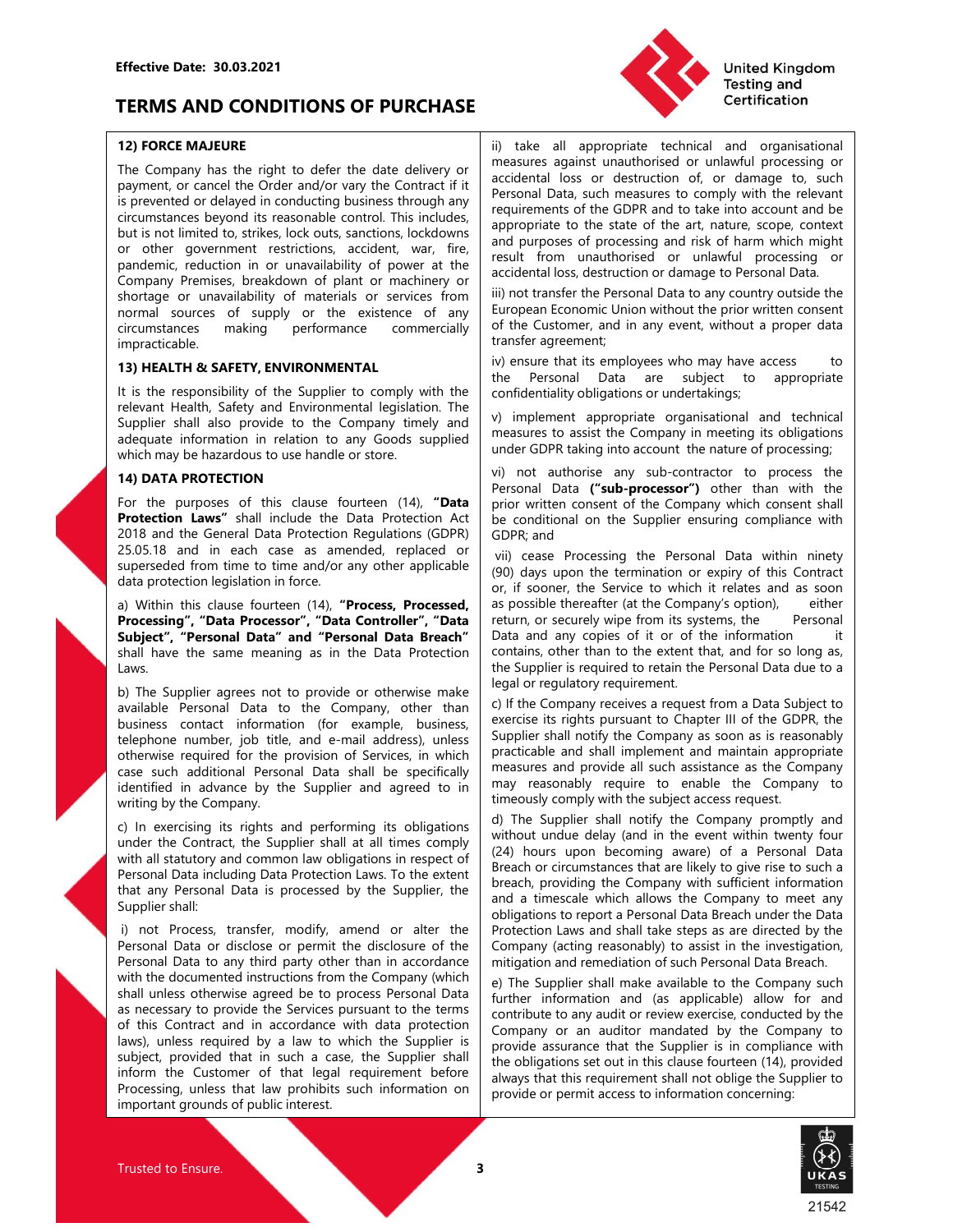## 12) FORCE MAJEURE

The Company has the right to defer the date delivery or payment, or cancel the Order and/or vary the Contract if it is prevented or delayed in conducting business through any circumstances beyond its reasonable control. This includes, but is not limited to, strikes, lock outs, sanctions, lockdowns or other government restrictions, accident, war, fire, pandemic, reduction in or unavailability of power at the Company Premises, breakdown of plant or machinery or shortage or unavailability of materials or services from normal sources of supply or the existence of any circumstances making performance commercially impracticable.

## 13) HEALTH & SAFETY, ENVIRONMENTAL

It is the responsibility of the Supplier to comply with the relevant Health, Safety and Environmental legislation. The Supplier shall also provide to the Company timely and adequate information in relation to any Goods supplied which may be hazardous to use handle or store.

## 14) DATA PROTECTION

For the purposes of this clause fourteen (14), **"Data Protection Laws"** shall include the Data Protection Act 2018 and the General Data Protection Regulations (GDPR) 25.05.18 and in each case as amended, replaced or superseded from time to time and/or any other applicable data protection legislation in force.

a) Within this clause fourteen (14), **"Process, Processed, Processing", "Data Processor", "Data Controller", "Data Subject", "Personal Data" and "Personal Data Breach"** shall have the same meaning as in the Data Protection Laws.

b) The Supplier agrees not to provide or otherwise make available Personal Data to the Company, other than business contact information (for example, business, telephone number, job title, and e-mail address), unless otherwise required for the provision of Services, in which case such additional Personal Data shall be specifically identified in advance by the Supplier and agreed to in writing by the Company.

c) In exercising its rights and performing its obligations under the Contract, the Supplier shall at all times comply with all statutory and common law obligations in respect of Personal Data including Data Protection Laws. To the extent that any Personal Data is processed by the Supplier, the Supplier shall:

i) not Process, transfer, modify, amend or alter the Personal Data or disclose or permit the disclosure of the Personal Data to any third party other than in accordance with the documented instructions from the Company (which shall unless otherwise agreed be to process Personal Data as necessary to provide the Services pursuant to the terms of this Contract and in accordance with data protection laws), unless required by a law to which the Supplier is subject, provided that in such a case, the Supplier shall inform the Customer of that legal requirement before Processing, unless that law prohibits such information on important grounds of public interest.

ii) take all appropriate technical and organisational measures against unauthorised or unlawful processing or accidental loss or destruction of, or damage to, such Personal Data, such measures to comply with the relevant requirements of the GDPR and to take into account and be appropriate to the state of the art, nature, scope, context and purposes of processing and risk of harm which might result from unauthorised or unlawful processing or accidental loss, destruction or damage to Personal Data.

iii) not transfer the Personal Data to any country outside the European Economic Union without the prior written consent of the Customer, and in any event, without a proper data transfer agreement;

iv) ensure that its employees who may have access to the Personal Data are subject to appropriate confidentiality obligations or undertakings;

v) implement appropriate organisational and technical measures to assist the Company in meeting its obligations under GDPR taking into account the nature of processing;

vi) not authorise any sub-contractor to process the Personal Data **("sub-processor")** other than with the prior written consent of the Company which consent shall be conditional on the Supplier ensuring compliance with GDPR; and

vii) cease Processing the Personal Data within ninety (90) days upon the termination or expiry of this Contract or, if sooner, the Service to which it relates and as soon as possible thereafter (at the Company's option), either return, or securely wipe from its systems, the Personal Data and any copies of it or of the information it contains, other than to the extent that, and for so long as, the Supplier is required to retain the Personal Data due to a legal or regulatory requirement.

c) If the Company receives a request from a Data Subject to exercise its rights pursuant to Chapter III of the GDPR, the Supplier shall notify the Company as soon as is reasonably practicable and shall implement and maintain appropriate measures and provide all such assistance as the Company may reasonably require to enable the Company to timeously comply with the subject access request.

d) The Supplier shall notify the Company promptly and without undue delay (and in the event within twenty four (24) hours upon becoming aware) of a Personal Data Breach or circumstances that are likely to give rise to such a breach, providing the Company with sufficient information and a timescale which allows the Company to meet any obligations to report a Personal Data Breach under the Data Protection Laws and shall take steps as are directed by the Company (acting reasonably) to assist in the investigation, mitigation and remediation of such Personal Data Breach.

e) The Supplier shall make available to the Company such further information and (as applicable) allow for and contribute to any audit or review exercise, conducted by the Company or an auditor mandated by the Company to provide assurance that the Supplier is in compliance with the obligations set out in this clause fourteen (14), provided always that this requirement shall not oblige the Supplier to provide or permit access to information concerning: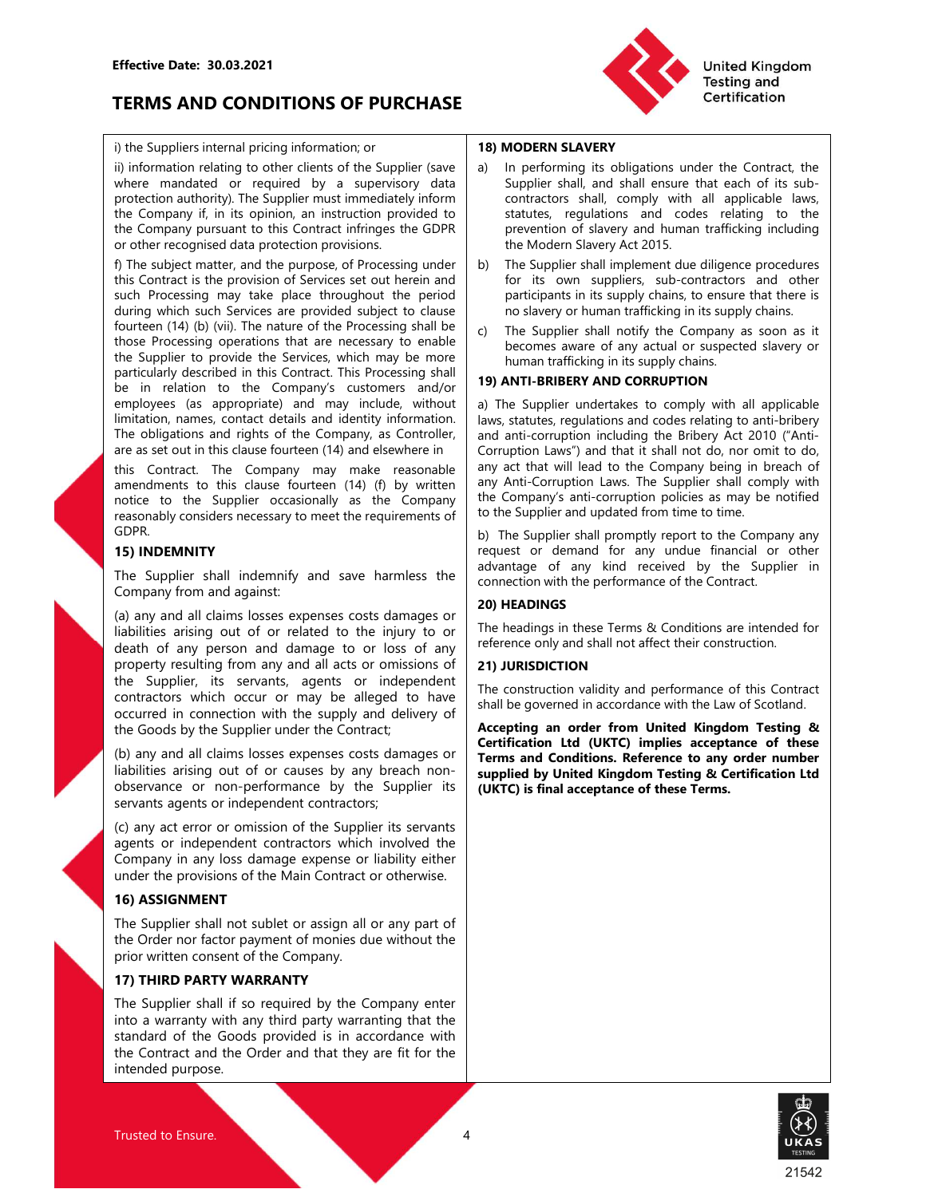i) the Suppliers internal pricing information; or

ii) information relating to other clients of the Supplier (save where mandated or required by a supervisory data protection authority). The Supplier must immediately inform the Company if, in its opinion, an instruction provided to the Company pursuant to this Contract infringes the GDPR or other recognised data protection provisions.

f) The subject matter, and the purpose, of Processing under this Contract is the provision of Services set out herein and such Processing may take place throughout the period during which such Services are provided subject to clause fourteen (14) (b) (vii). The nature of the Processing shall be those Processing operations that are necessary to enable the Supplier to provide the Services, which may be more particularly described in this Contract. This Processing shall be in relation to the Company's customers and/or employees (as appropriate) and may include, without limitation, names, contact details and identity information. The obligations and rights of the Company, as Controller, are as set out in this clause fourteen (14) and elsewhere in this Contract. The Company may make reasonable amendments to this clause fourteen (14) (f) by written notice to the Supplier occasionally as the Company reasonably considers necessary to meet the requirements of GDPR.

## 15) INDEMNITY

The Supplier shall indemnify and save harmless the Company from and against:

(a) any and all claims losses expenses costs damages or liabilities arising out of or related to the injury to or death of any person and damage to or loss of any property resulting from any and all acts or omissions of the Supplier, its servants, agents or independent contractors which occur or may be alleged to have occurred in connection with the supply and delivery of the Goods by the Supplier under the Contract;

(b) any and all claims losses expenses costs damages or liabilities arising out of or causes by any breach non-observance or non-performance by the Supplier its servants agents or independent contractors;

(c) any act error or omission of the Supplier its servants agents or independent contractors which involved the Company in any loss damage expense or liability either under the provisions of the Main Contract or otherwise.

## 16) ASSIGNMENT

The Supplier shall not sublet or assign all or any part of the Order nor factor payment of monies due without the prior written consent of the Company.

## 17) THIRD PARTY WARRANTY

The Supplier shall if so required by the Company enter into a warranty with any third party warranting that the standard of the Goods provided is in accordance with the Contract and the Order and that they are fit for the intended purpose.

## 18) MODERN SLAVERY

a) In performing its obligations under the Contract, the Supplier shall, and shall ensure that each of its sub-contractors shall, comply with all applicable laws, statutes, regulations and codes relating to the prevention of slavery and human trafficking including the Modern Slavery Act 2015.

b) The Supplier shall implement due diligence procedures for its own suppliers, sub-contractors and other participants in its supply chains, to ensure that there is no slavery or human trafficking in its supply chains.

c) The Supplier shall notify the Company as soon as it becomes aware of any actual or suspected slavery or human trafficking in its supply chains.

## 19) ANTI-BRIBERY AND CORRUPTION

a) The Supplier undertakes to comply with all applicable laws, statutes, regulations and codes relating to anti-bribery and anti-corruption including the Bribery Act 2010 ("Anti-Corruption Laws") and that it shall not do, nor omit to do, any act that will lead to the Company being in breach of any Anti-Corruption Laws. The Supplier shall comply with the Company's anti-corruption policies as may be notified to the Supplier and updated from time to time.

b) The Supplier shall promptly report to the Company any request or demand for any undue financial or other advantage of any kind received by the Supplier in connection with the performance of the Contract.

## 20) HEADINGS

The headings in these Terms & Conditions are intended for reference only and shall not affect their construction.

## 21) JURISDICTION

The construction validity and performance of this Contract shall be governed in accordance with the Law of Scotland.

**Accepting an order from United Kingdom Testing & Certification Ltd (UKTC) implies acceptance of these Terms and Conditions. Reference to any order number supplied by United Kingdom Testing & Certification Ltd (UKTC) is final acceptance of these Terms.**